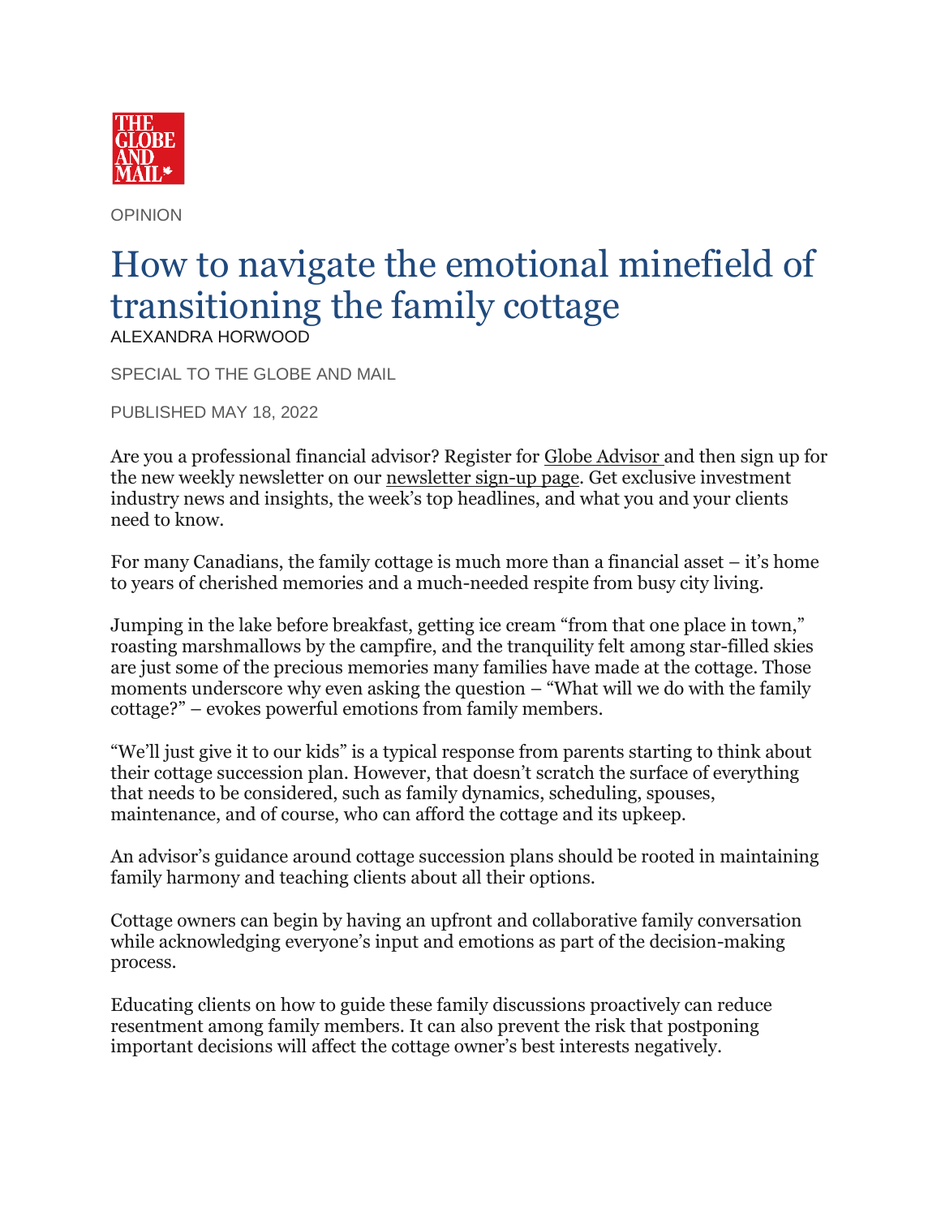OPINION

# How to navigate the emotional minefield of transitioning the family cottage

ALEXANDRA HORWOOD

SPECIAL TO THE GLOBE AND MAIL

PUBLISHED MAY 18, 2022

Are you a professional financial advisor? Register for Globe Advisor and then sign up for the new weekly newsletter on our newsletter sign-up page. Get exclusive investment industry news and insights, the week's top headlines, and what you and your clients need to know.

For many Canadians, the family cottage is much more than a financial asset – it's home to years of cherished memories and a much-needed respite from busy city living.

Jumping in the lake before breakfast, getting ice cream "from that one place in town," roasting marshmallows by the campfire, and the tranquility felt among star-filled skies are just some of the precious memories many families have made at the cottage. Those moments underscore why even asking the question – "What will we do with the family cottage?" – evokes powerful emotions from family members.

"We'll just give it to our kids" is a typical response from parents starting to think about their cottage succession plan. However, that doesn't scratch the surface of everything that needs to be considered, such as family dynamics, scheduling, spouses, maintenance, and of course, who can afford the cottage and its upkeep.

An advisor's guidance around cottage succession plans should be rooted in maintaining family harmony and teaching clients about all their options.

Cottage owners can begin by having an upfront and collaborative family conversation while acknowledging everyone's input and emotions as part of the decision-making process.

Educating clients on how to guide these family discussions proactively can reduce resentment among family members. It can also prevent the risk that postponing important decisions will affect the cottage owner's best interests negatively.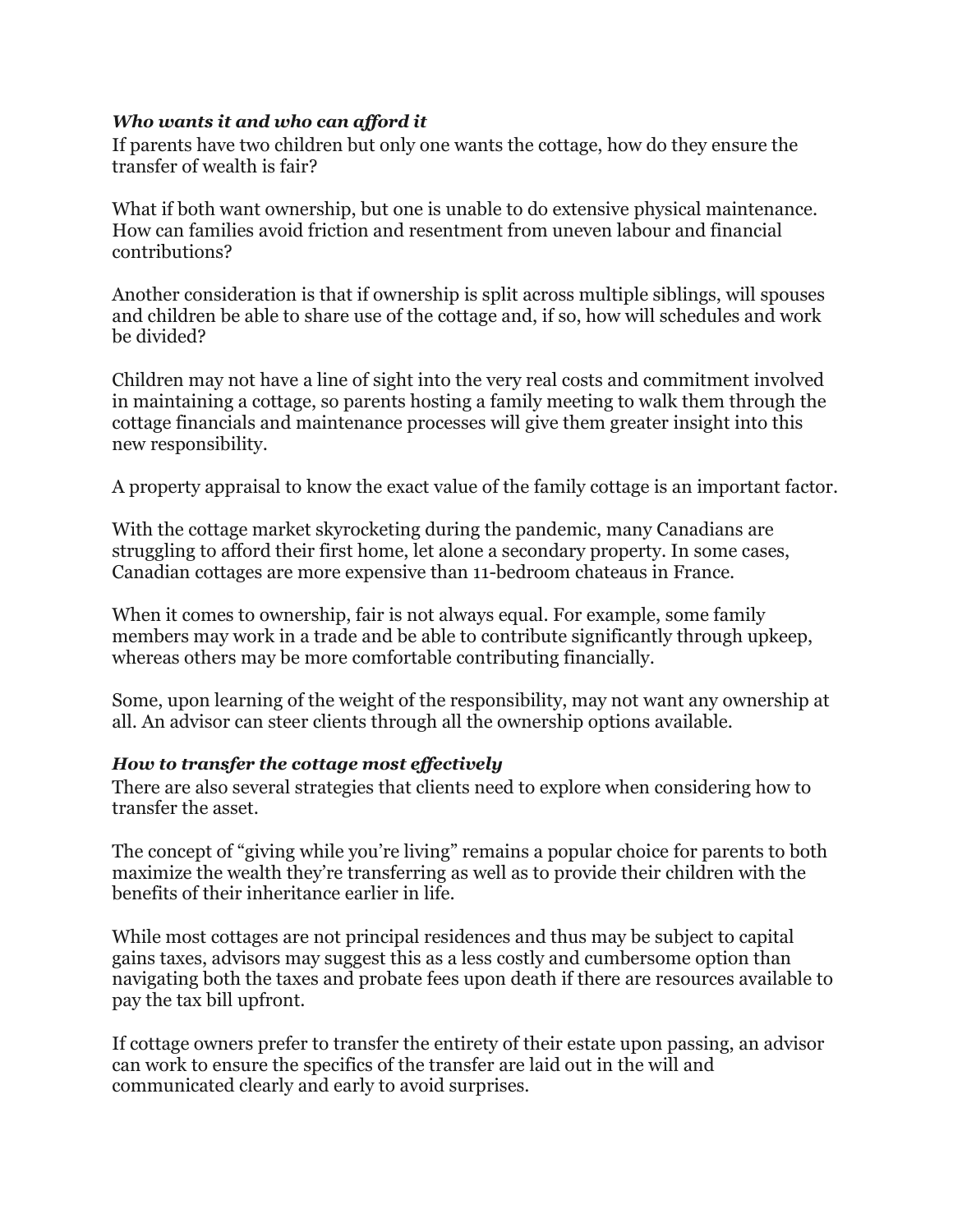***Who wants it and who can afford it***

If parents have two children but only one wants the cottage, how do they ensure the transfer of wealth is fair?

What if both want ownership, but one is unable to do extensive physical maintenance. How can families avoid friction and resentment from uneven labour and financial contributions?

Another consideration is that if ownership is split across multiple siblings, will spouses and children be able to share use of the cottage and, if so, how will schedules and work be divided?

Children may not have a line of sight into the very real costs and commitment involved in maintaining a cottage, so parents hosting a family meeting to walk them through the cottage financials and maintenance processes will give them greater insight into this new responsibility.

A property appraisal to know the exact value of the family cottage is an important factor.

With the cottage market skyrocketing during the pandemic, many Canadians are struggling to afford their first home, let alone a secondary property. In some cases, Canadian cottages are more expensive than 11-bedroom chateaus in France.

When it comes to ownership, fair is not always equal. For example, some family members may work in a trade and be able to contribute significantly through upkeep, whereas others may be more comfortable contributing financially.

Some, upon learning of the weight of the responsibility, may not want any ownership at all. An advisor can steer clients through all the ownership options available.

***How to transfer the cottage most effectively***

There are also several strategies that clients need to explore when considering how to transfer the asset.

The concept of "giving while you're living" remains a popular choice for parents to both maximize the wealth they're transferring as well as to provide their children with the benefits of their inheritance earlier in life.

While most cottages are not principal residences and thus may be subject to capital gains taxes, advisors may suggest this as a less costly and cumbersome option than navigating both the taxes and probate fees upon death if there are resources available to pay the tax bill upfront.

If cottage owners prefer to transfer the entirety of their estate upon passing, an advisor can work to ensure the specifics of the transfer are laid out in the will and communicated clearly and early to avoid surprises.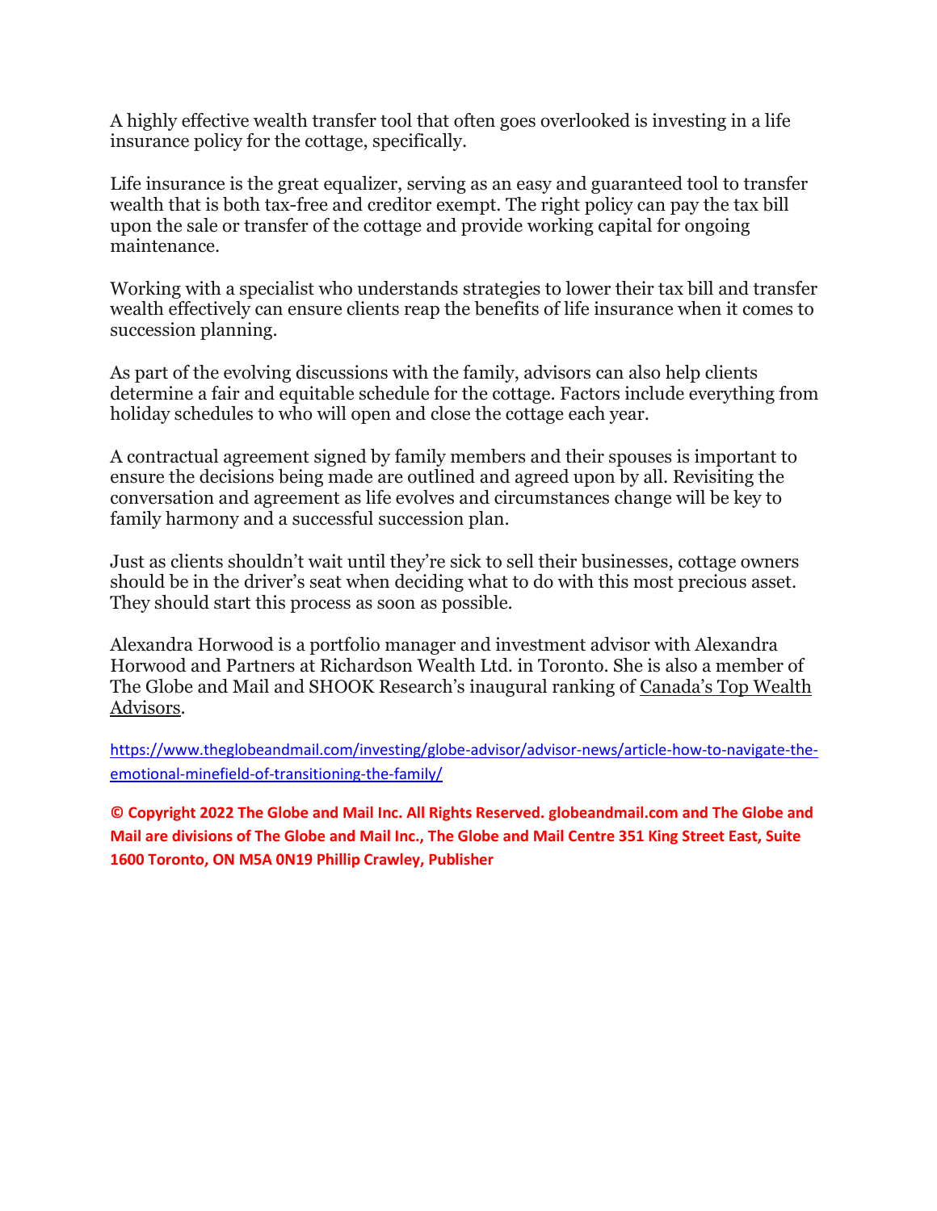A highly effective wealth transfer tool that often goes overlooked is investing in a life insurance policy for the cottage, specifically.

Life insurance is the great equalizer, serving as an easy and guaranteed tool to transfer wealth that is both tax-free and creditor exempt. The right policy can pay the tax bill upon the sale or transfer of the cottage and provide working capital for ongoing maintenance.

Working with a specialist who understands strategies to lower their tax bill and transfer wealth effectively can ensure clients reap the benefits of life insurance when it comes to succession planning.

As part of the evolving discussions with the family, advisors can also help clients determine a fair and equitable schedule for the cottage. Factors include everything from holiday schedules to who will open and close the cottage each year.

A contractual agreement signed by family members and their spouses is important to ensure the decisions being made are outlined and agreed upon by all. Revisiting the conversation and agreement as life evolves and circumstances change will be key to family harmony and a successful succession plan.

Just as clients shouldn't wait until they're sick to sell their businesses, cottage owners should be in the driver's seat when deciding what to do with this most precious asset. They should start this process as soon as possible.

Alexandra Horwood is a portfolio manager and investment advisor with Alexandra Horwood and Partners at Richardson Wealth Ltd. in Toronto. She is also a member of The Globe and Mail and SHOOK Research's inaugural ranking of Canada's Top Wealth Advisors.

https://www.theglobeandmail.com/investing/globe-advisor/advisor-news/article-how-to-navigate-the-emotional-minefield-of-transitioning-the-family/

**© Copyright 2022 The Globe and Mail Inc. All Rights Reserved. globeandmail.com and The Globe and Mail are divisions of The Globe and Mail Inc., The Globe and Mail Centre 351 King Street East, Suite 1600 Toronto, ON M5A 0N19 Phillip Crawley, Publisher**